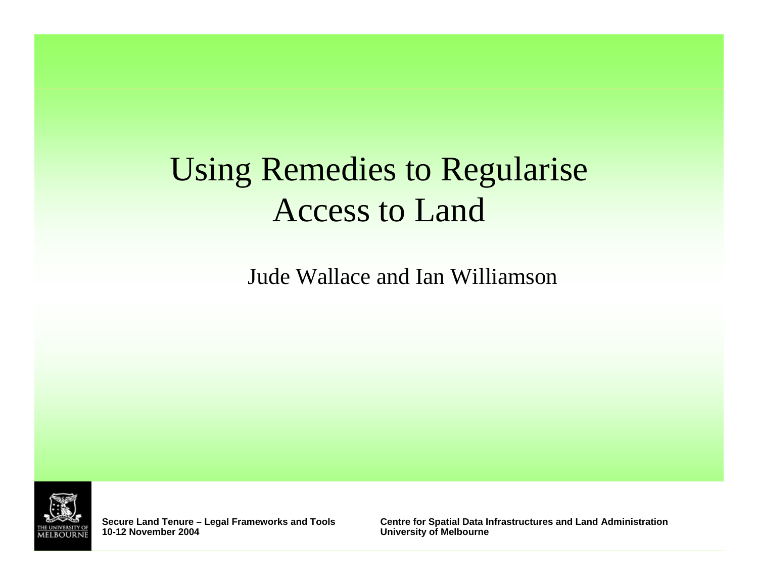# Using Remedies to Regularise Access to Land

Jude Wallace and Ian Williamson

**Secure Land Tenure – Legal Frameworks and Tools**
**10-12 November 2004**

**Centre for Spatial Data Infrastructures and Land Administration**
**University of Melbourne**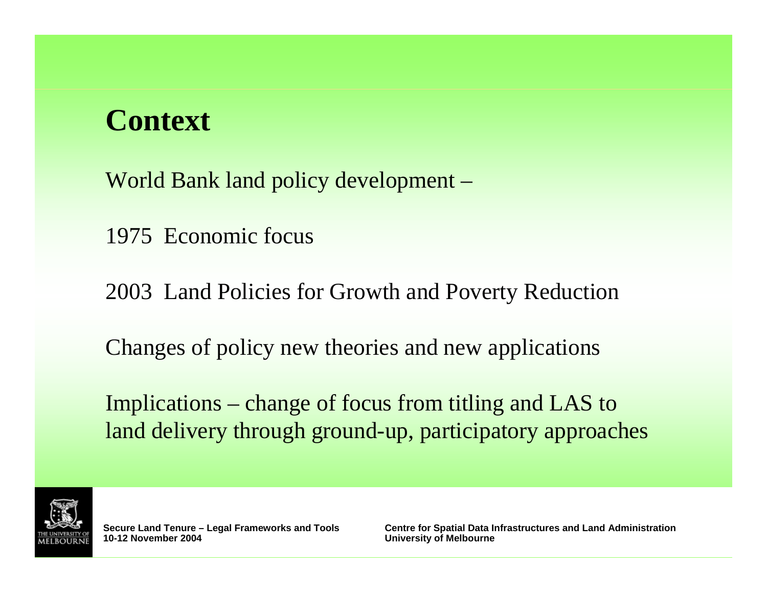# Context

World Bank land policy development –

1975 Economic focus

2003 Land Policies for Growth and Poverty Reduction

Changes of policy new theories and new applications

Implications – change of focus from titling and LAS to land delivery through ground-up, participatory approaches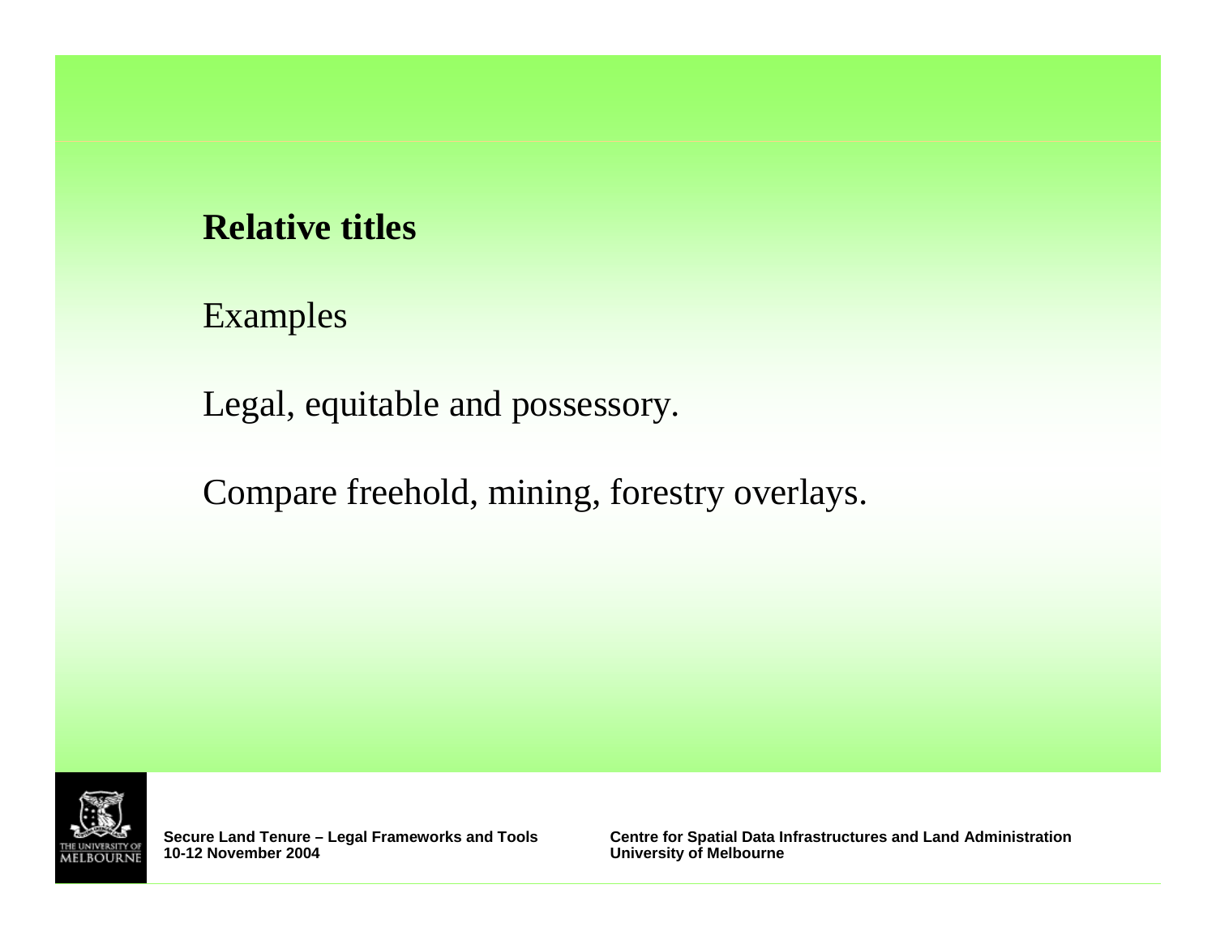**Relative titles**

Examples

Legal, equitable and possessory.

Compare freehold, mining, forestry overlays.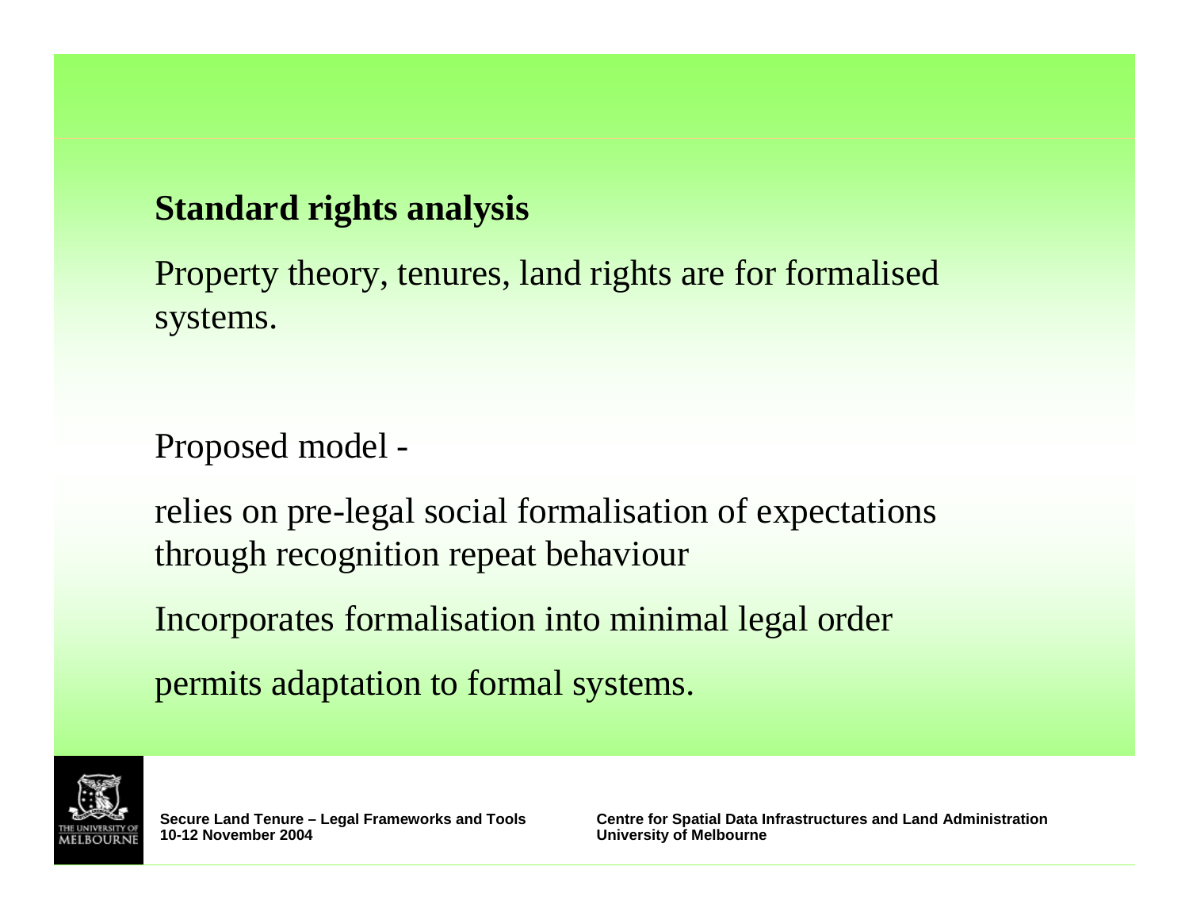## Standard rights analysis

Property theory, tenures, land rights are for formalised systems.

Proposed model -

relies on pre-legal social formalisation of expectations through recognition repeat behaviour

Incorporates formalisation into minimal legal order

permits adaptation to formal systems.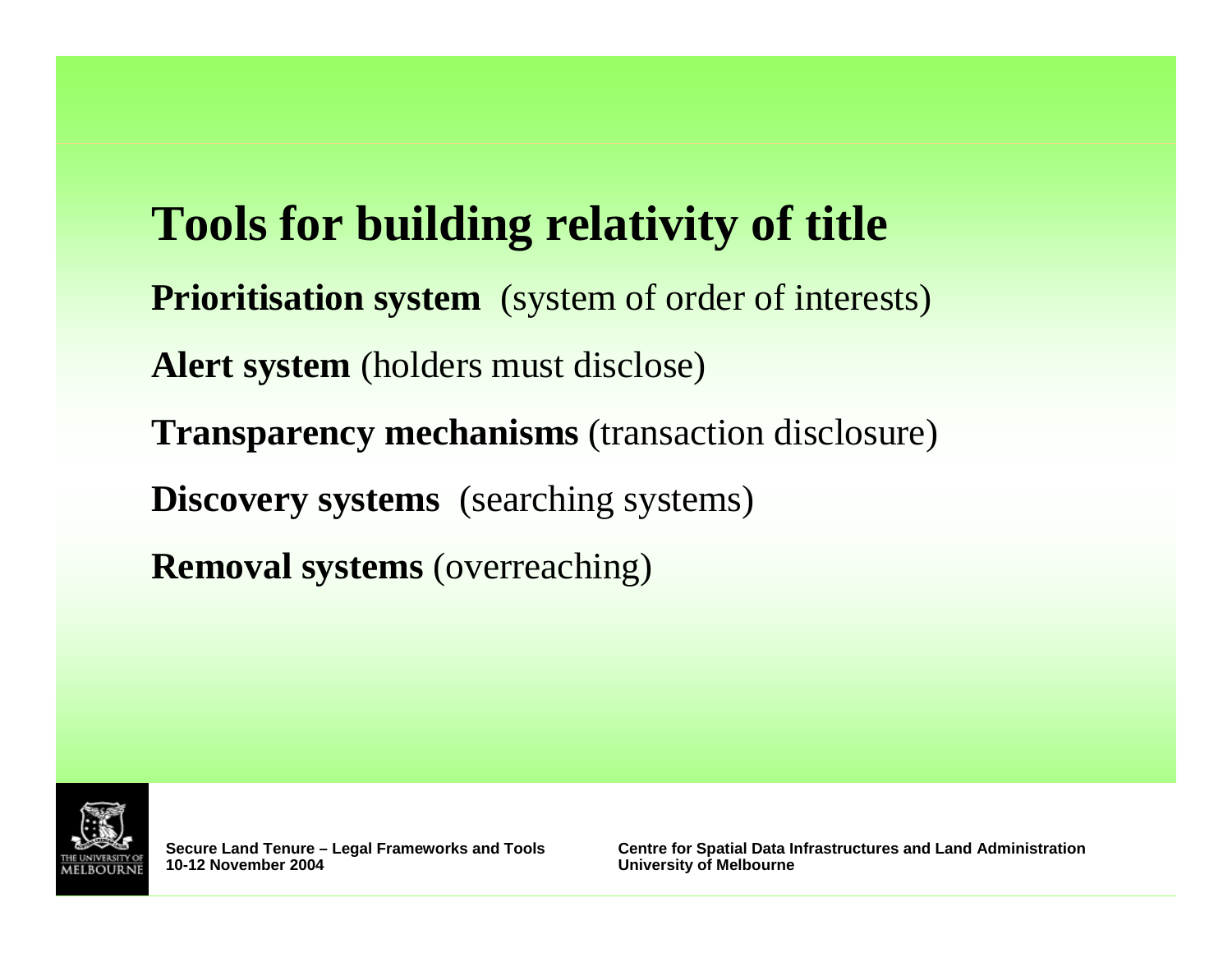# Tools for building relativity of title

**Prioritisation system** (system of order of interests)

**Alert system** (holders must disclose)

**Transparency mechanisms** (transaction disclosure)

**Discovery systems** (searching systems)

**Removal systems** (overreaching)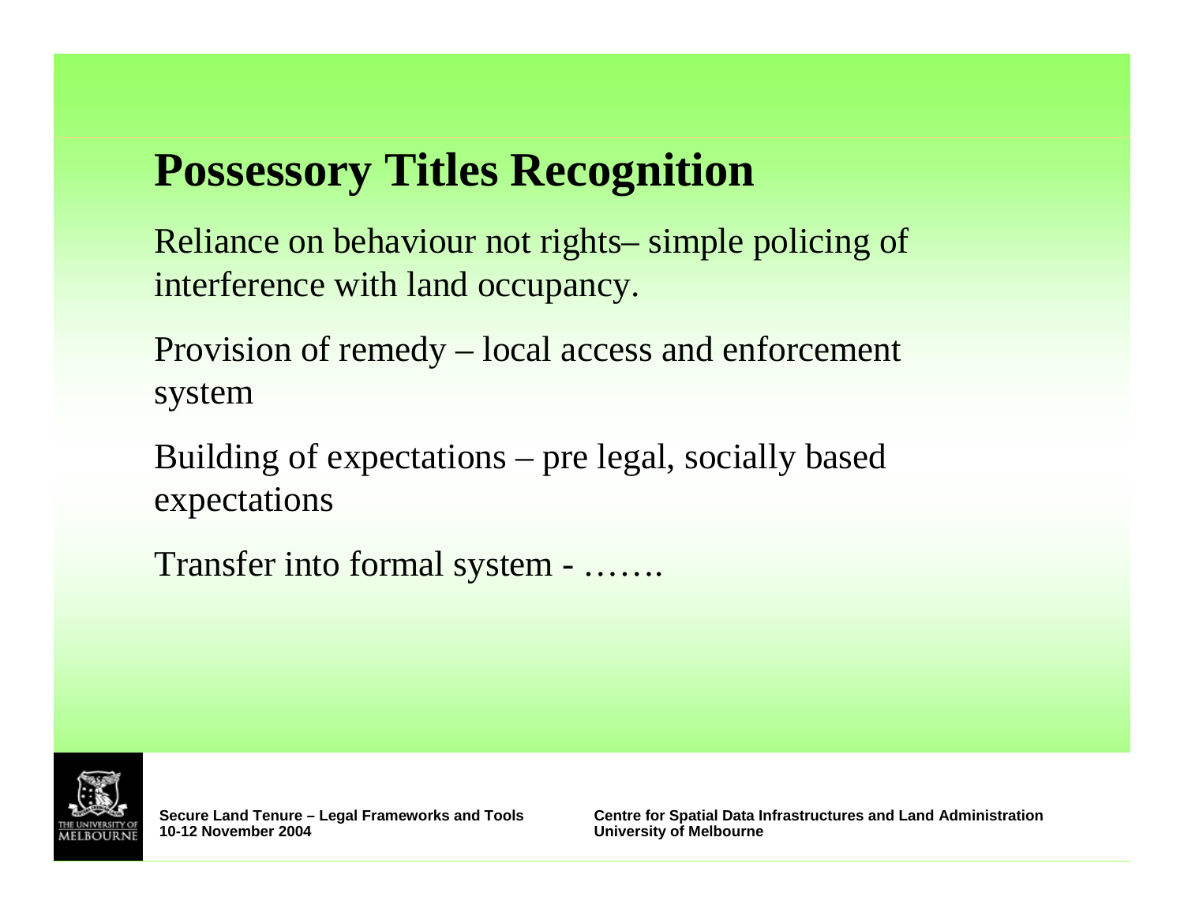# Possessory Titles Recognition

Reliance on behaviour not rights– simple policing of interference with land occupancy.

Provision of remedy – local access and enforcement system

Building of expectations – pre legal, socially based expectations

Transfer into formal system - …….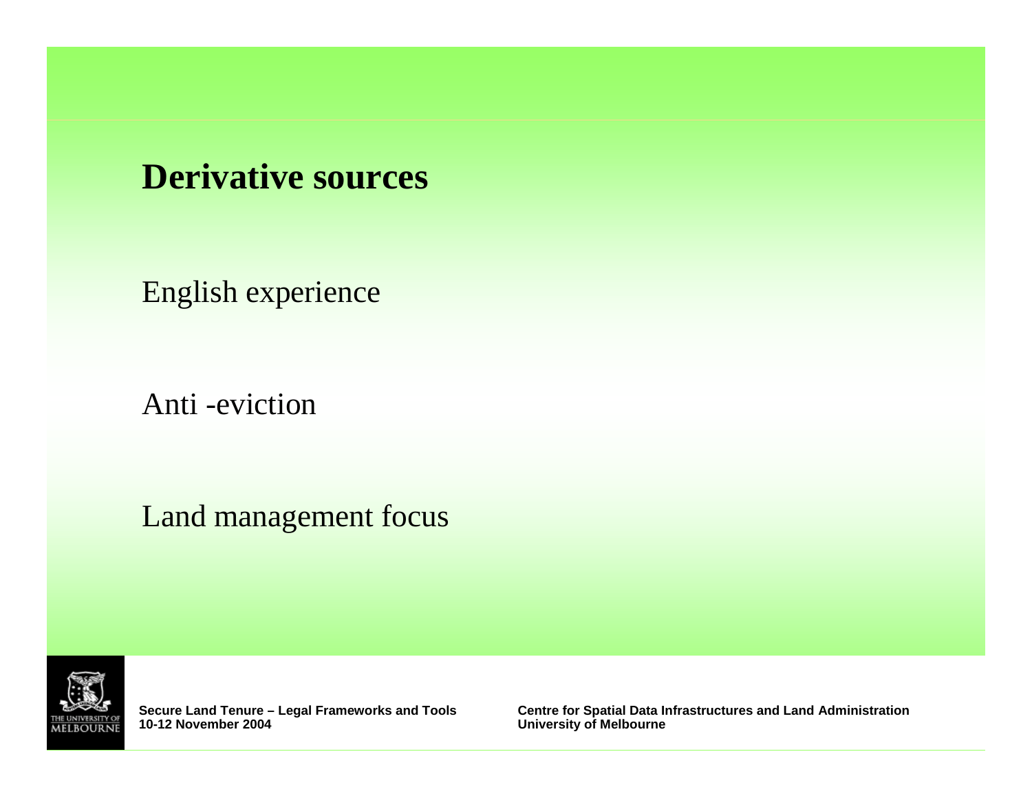# Derivative sources

English experience

Anti -eviction

Land management focus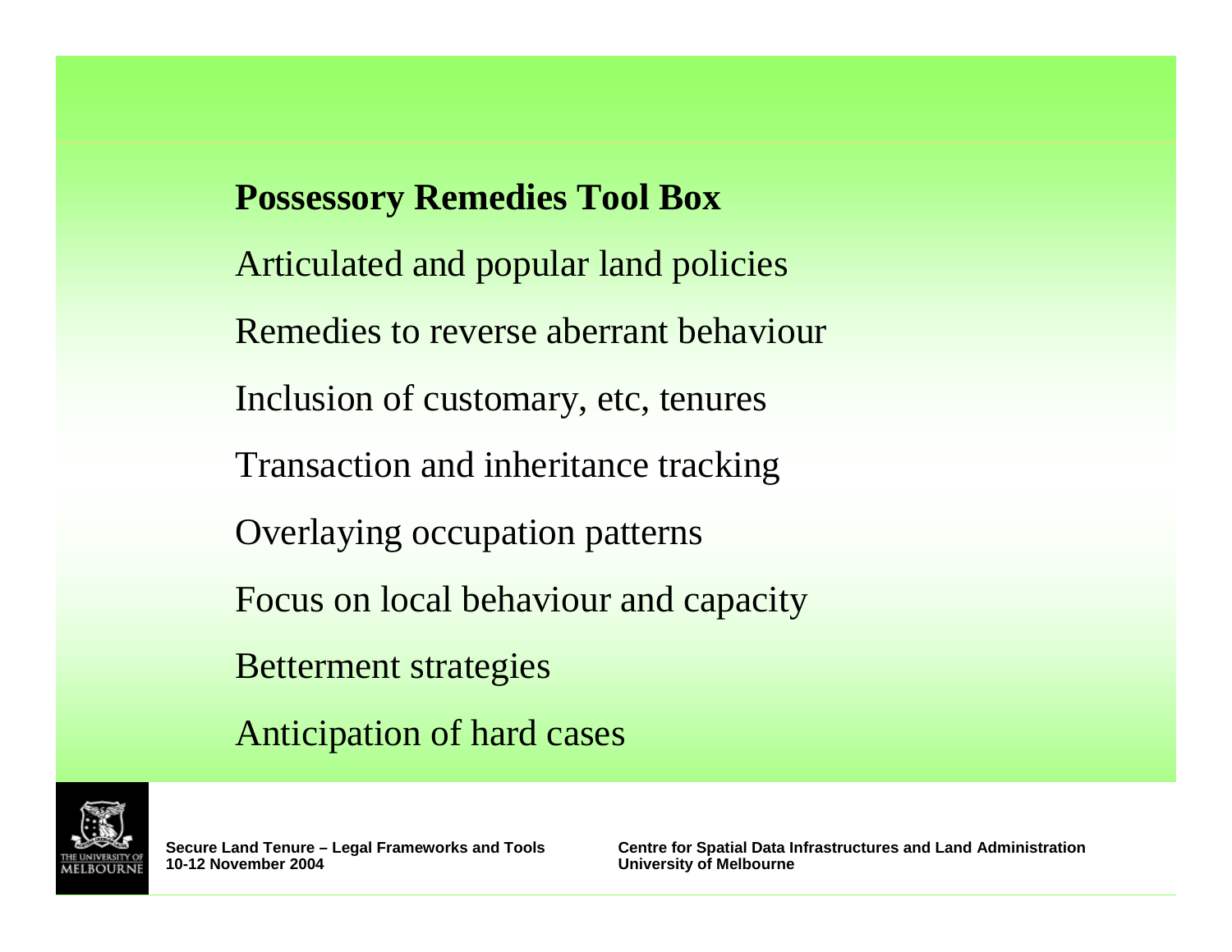## Possessory Remedies Tool Box

Articulated and popular land policies

Remedies to reverse aberrant behaviour

Inclusion of customary, etc, tenures

Transaction and inheritance tracking

Overlaying occupation patterns

Focus on local behaviour and capacity

Betterment strategies

Anticipation of hard cases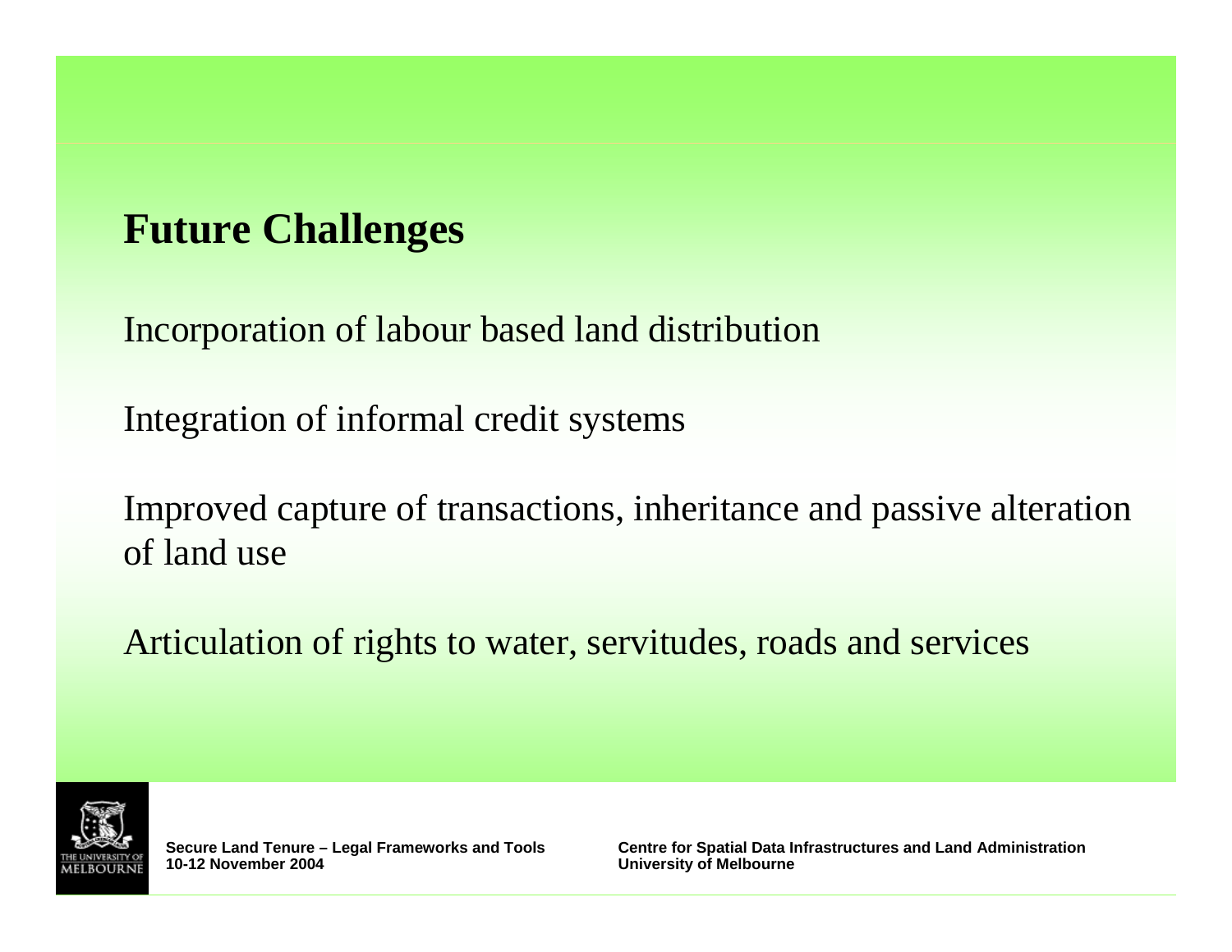# Future Challenges

Incorporation of labour based land distribution

Integration of informal credit systems

Improved capture of transactions, inheritance and passive alteration of land use

Articulation of rights to water, servitudes, roads and services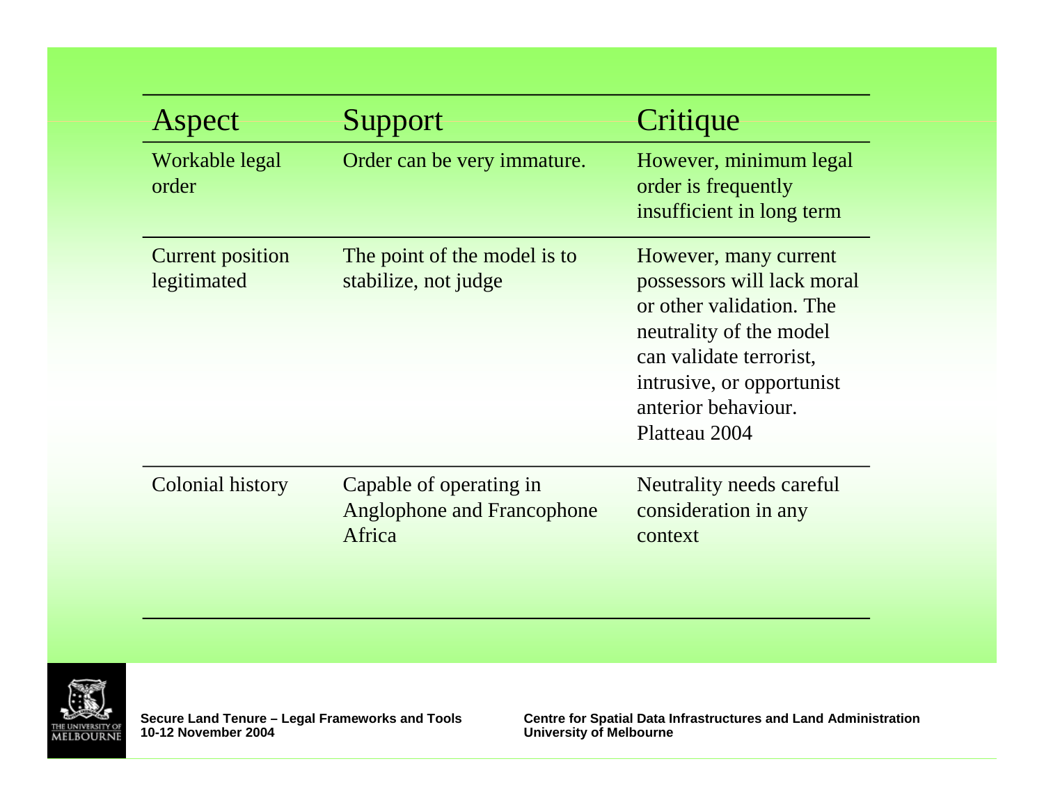| Aspect | Support | Critique |
|---|---|---|
| Workable legal order | Order can be very immature. | However, minimum legal order is frequently insufficient in long term |
| Current position legitimated | The point of the model is to stabilize, not judge | However, many current possessors will lack moral or other validation. The neutrality of the model can validate terrorist, intrusive, or opportunist anterior behaviour. Platteau 2004 |
| Colonial history | Capable of operating in Anglophone and Francophone Africa | Neutrality needs careful consideration in any context |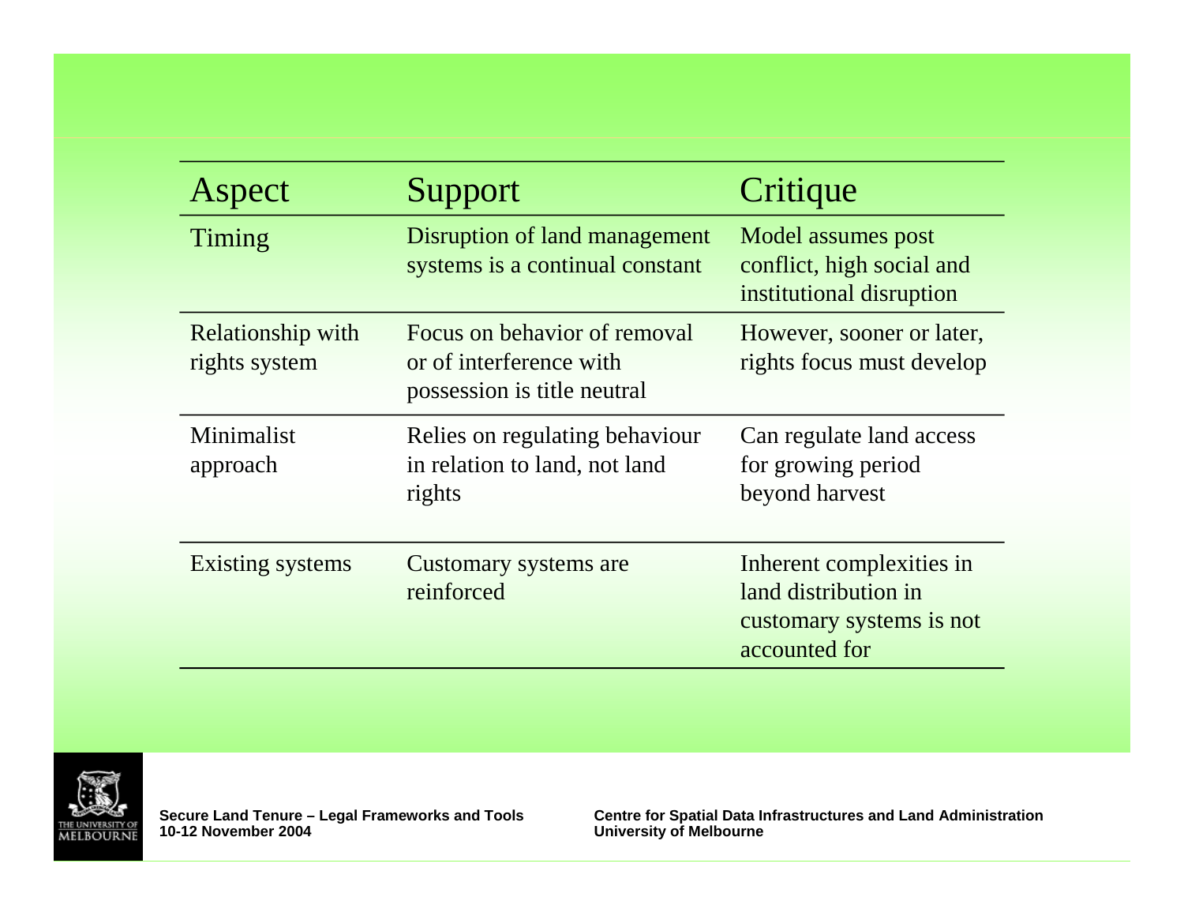| Aspect | Support | Critique |
| --- | --- | --- |
| Timing | Disruption of land management systems is a continual constant | Model assumes post conflict, high social and institutional disruption |
| Relationship with rights system | Focus on behavior of removal or of interference with possession is title neutral | However, sooner or later, rights focus must develop |
| Minimalist approach | Relies on regulating behaviour in relation to land, not land rights | Can regulate land access for growing period beyond harvest |
| Existing systems | Customary systems are reinforced | Inherent complexities in land distribution in customary systems is not accounted for |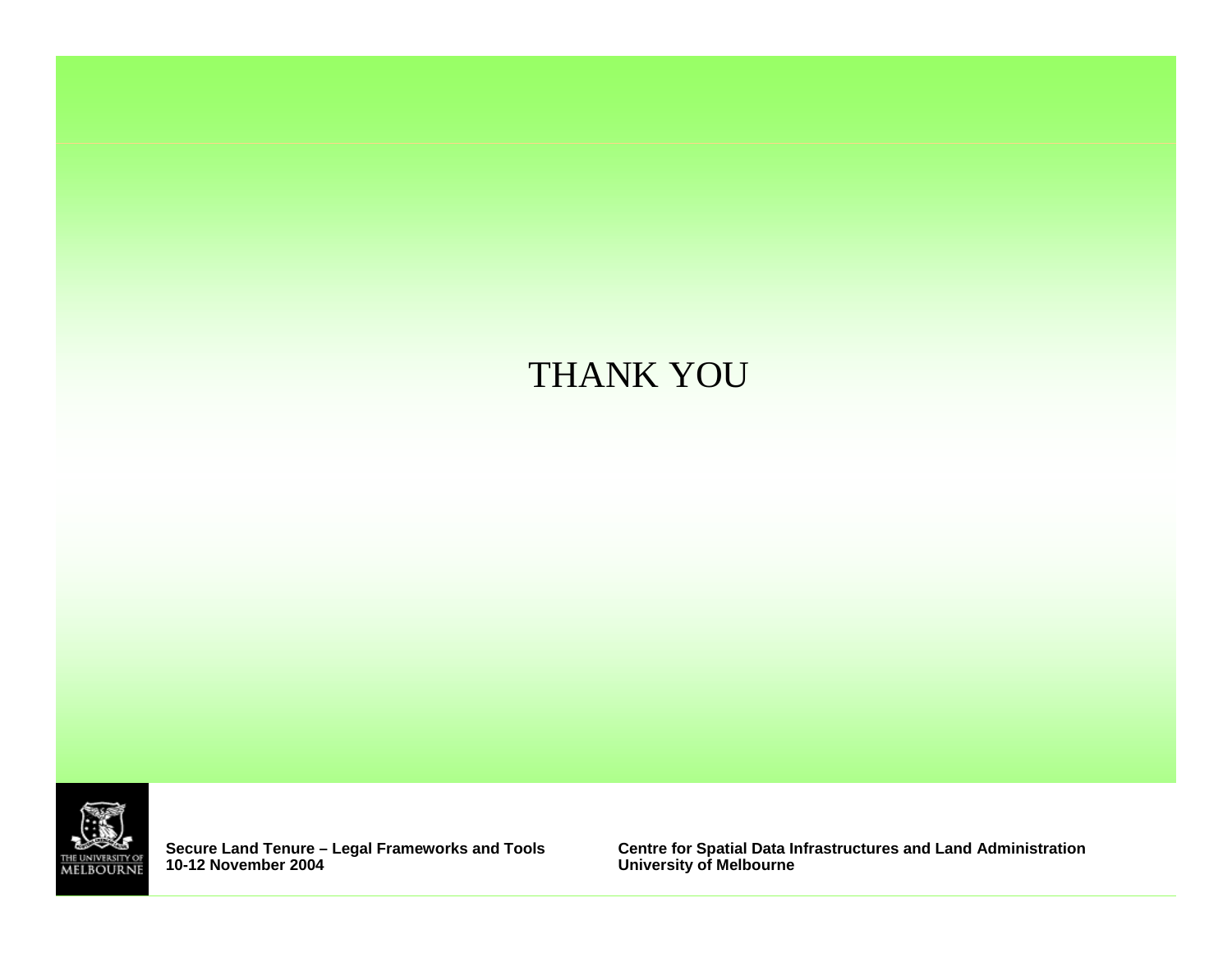THANK YOU